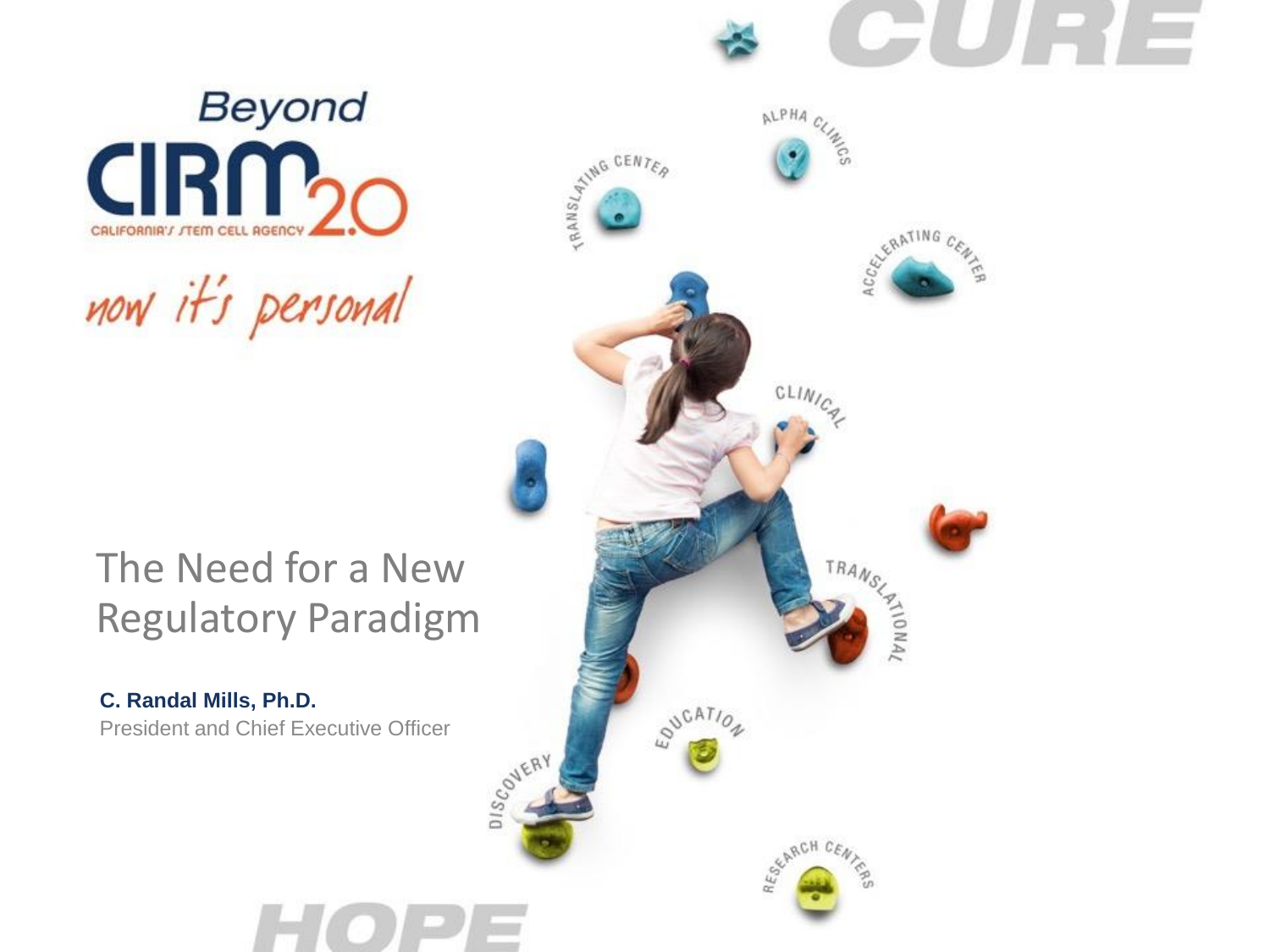Beyond CIRM 2.0

CALIFORNIA'S STEM CELL AGENCY

*now it's personal*

# The Need for a New Regulatory Paradigm

**C. Randal Mills, Ph.D.**

President and Chief Executive Officer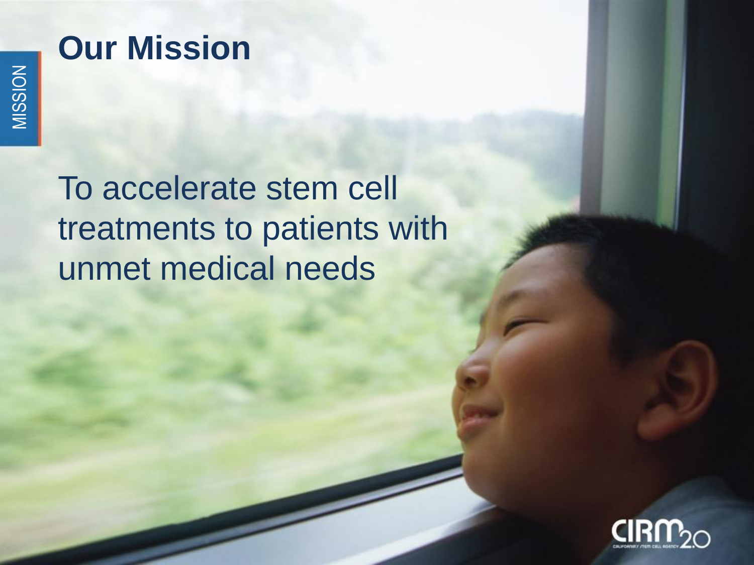# Our Mission

To accelerate stem cell treatments to patients with unmet medical needs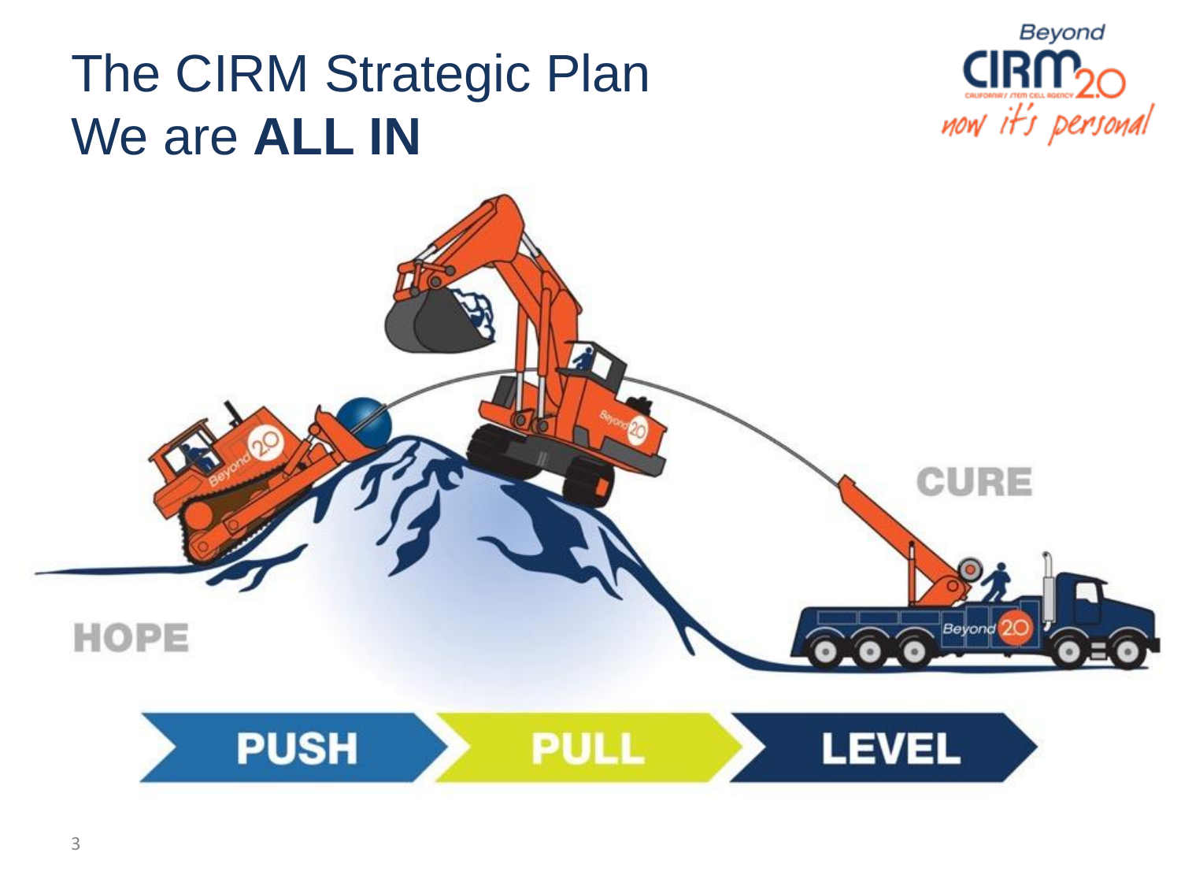# The CIRM Strategic Plan
# We are **ALL IN**

HOPE

CURE

PUSH → PULL → LEVEL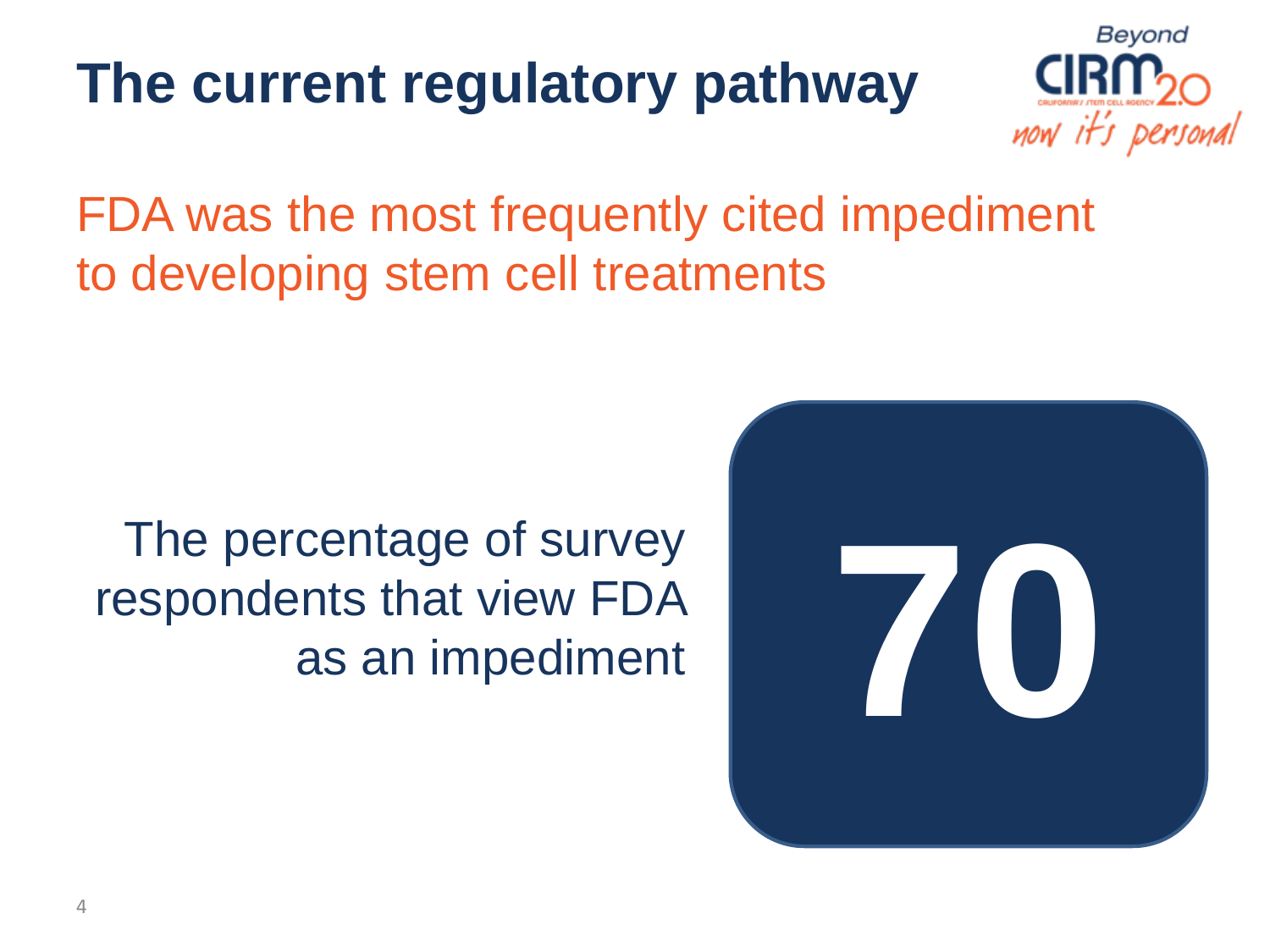# The current regulatory pathway

Beyond CIRM 2.0 — now it's personal

## FDA was the most frequently cited impediment to developing stem cell treatments

The percentage of survey respondents that view FDA as an impediment

**70**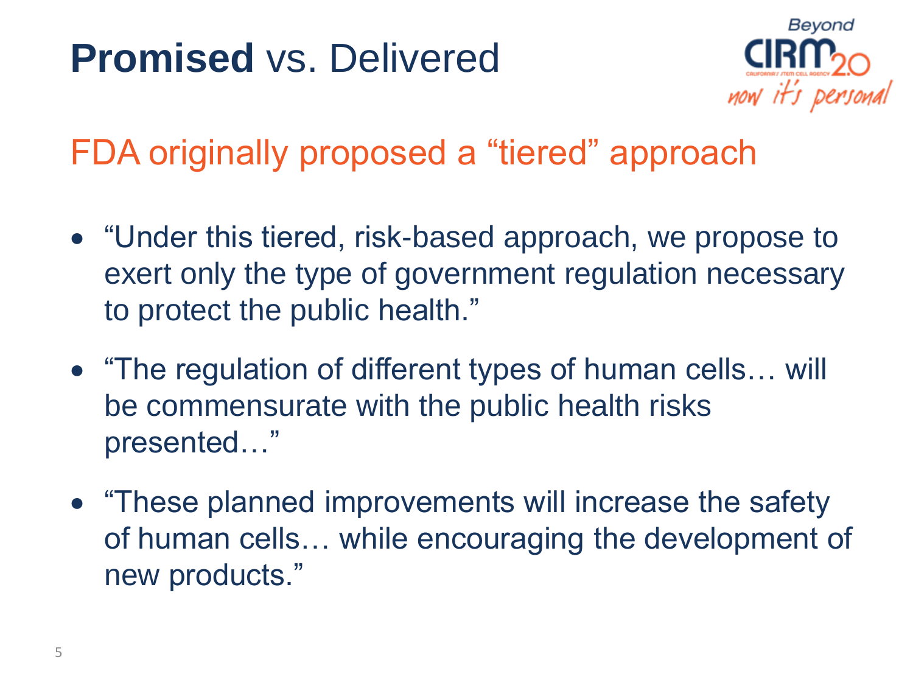# **Promised** vs. Delivered

## FDA originally proposed a "tiered" approach

- "Under this tiered, risk-based approach, we propose to exert only the type of government regulation necessary to protect the public health."
- "The regulation of different types of human cells… will be commensurate with the public health risks presented…"
- "These planned improvements will increase the safety of human cells… while encouraging the development of new products."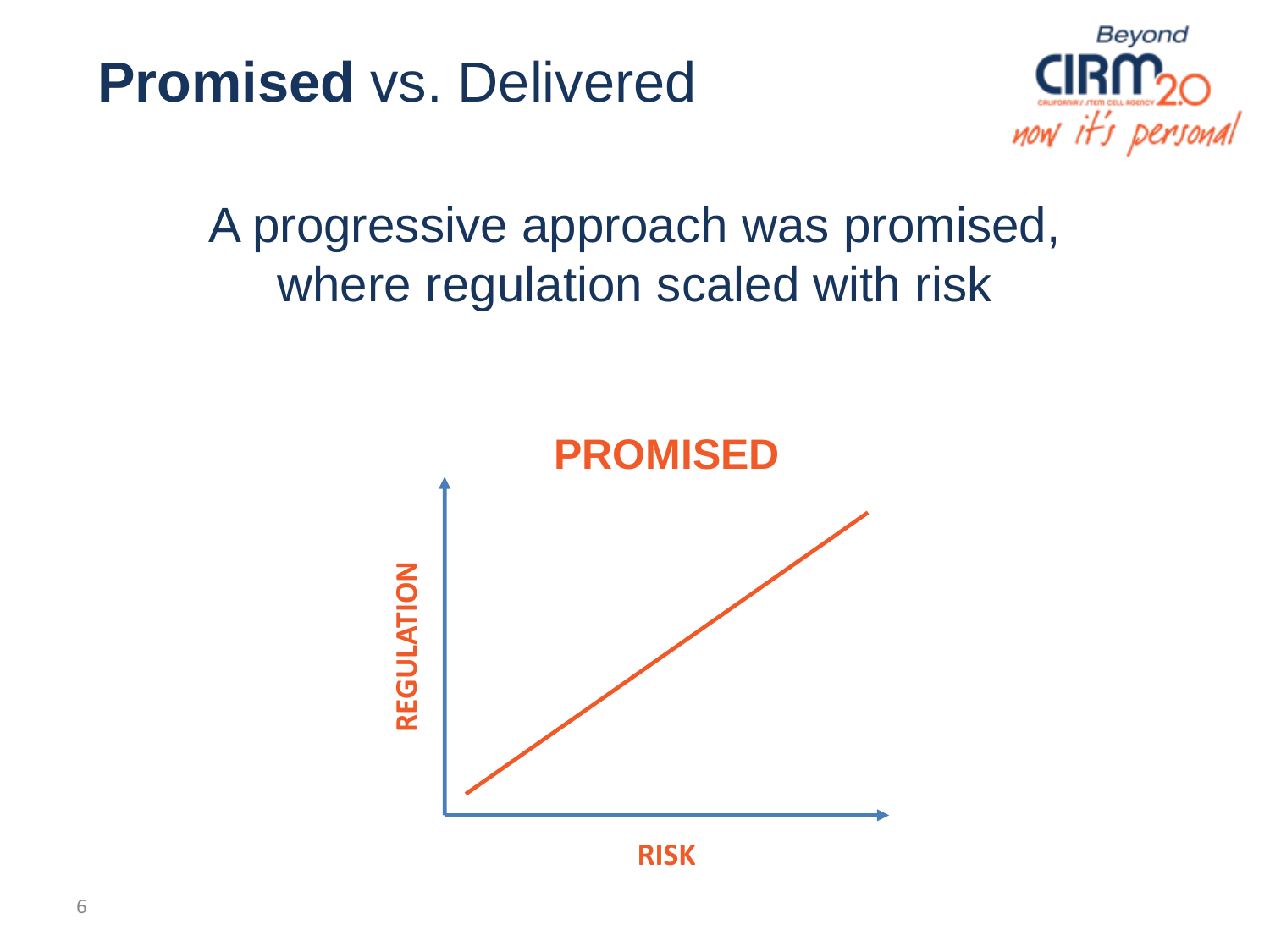# **Promised** vs. Delivered

Beyond CIRM 2.0 — now it's personal

A progressive approach was promised, where regulation scaled with risk

**PROMISED**

REGULATION

RISK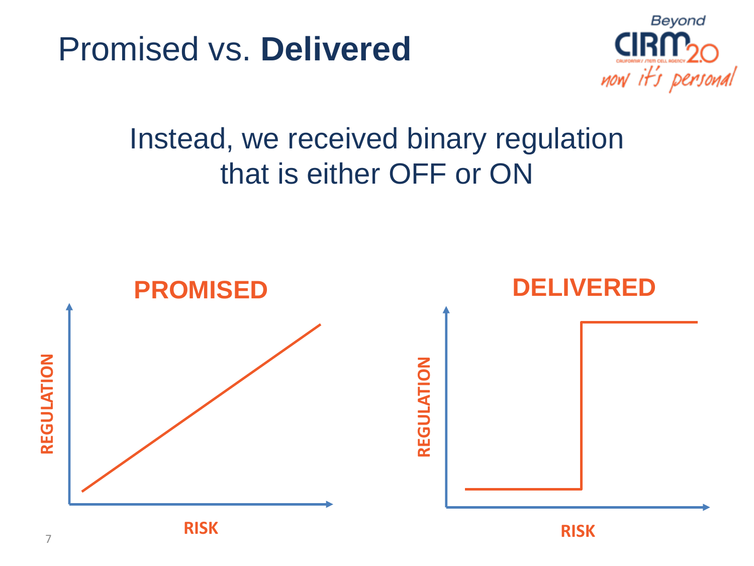# Promised vs. **Delivered**

Instead, we received binary regulation that is either OFF or ON

**PROMISED**

REGULATION

RISK

**DELIVERED**

REGULATION

RISK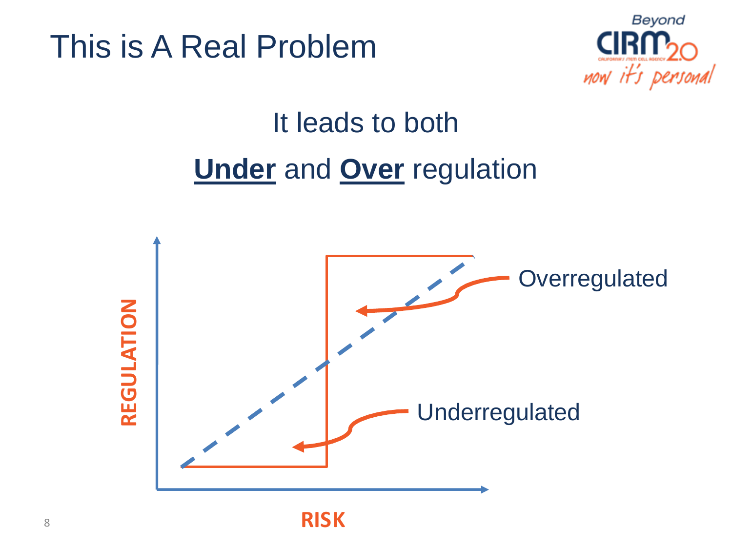# This is A Real Problem

It leads to both

**Under** and **Over** regulation

REGULATION

Overregulated

Underregulated

RISK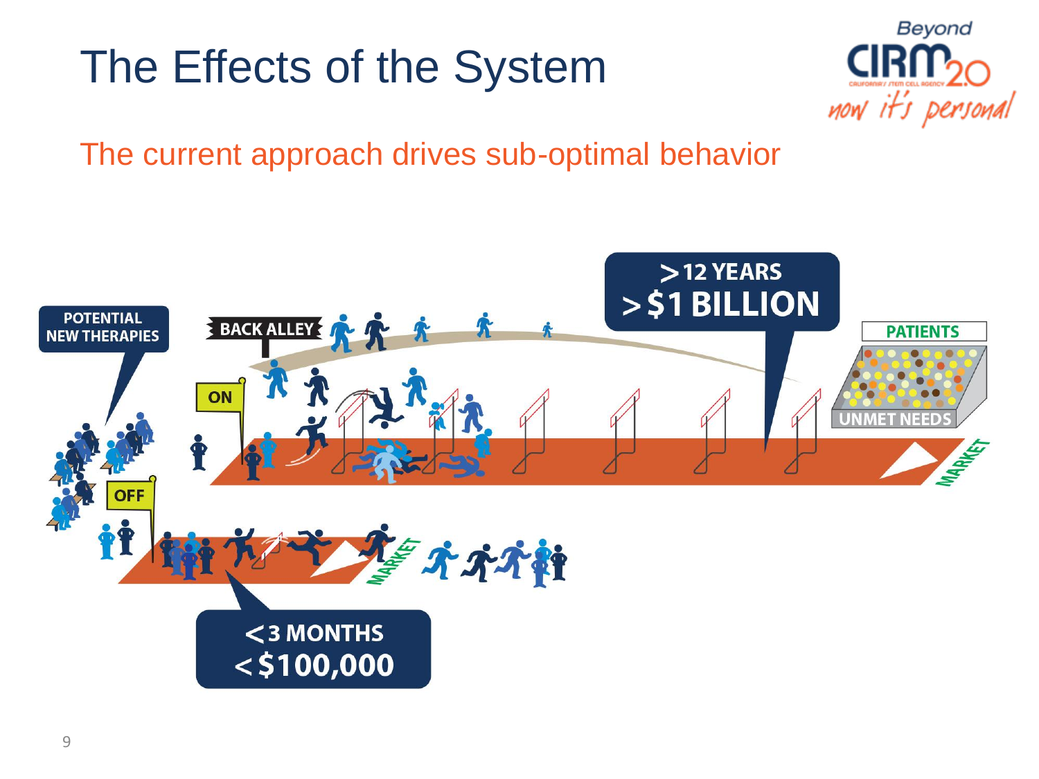# The Effects of the System

The current approach drives sub-optimal behavior

POTENTIAL NEW THERAPIES

BACK ALLEY

ON

OFF

> 12 YEARS
> $1 BILLION

PATIENTS

UNMET NEEDS

MARKET

MARKET

< 3 MONTHS
< $100,000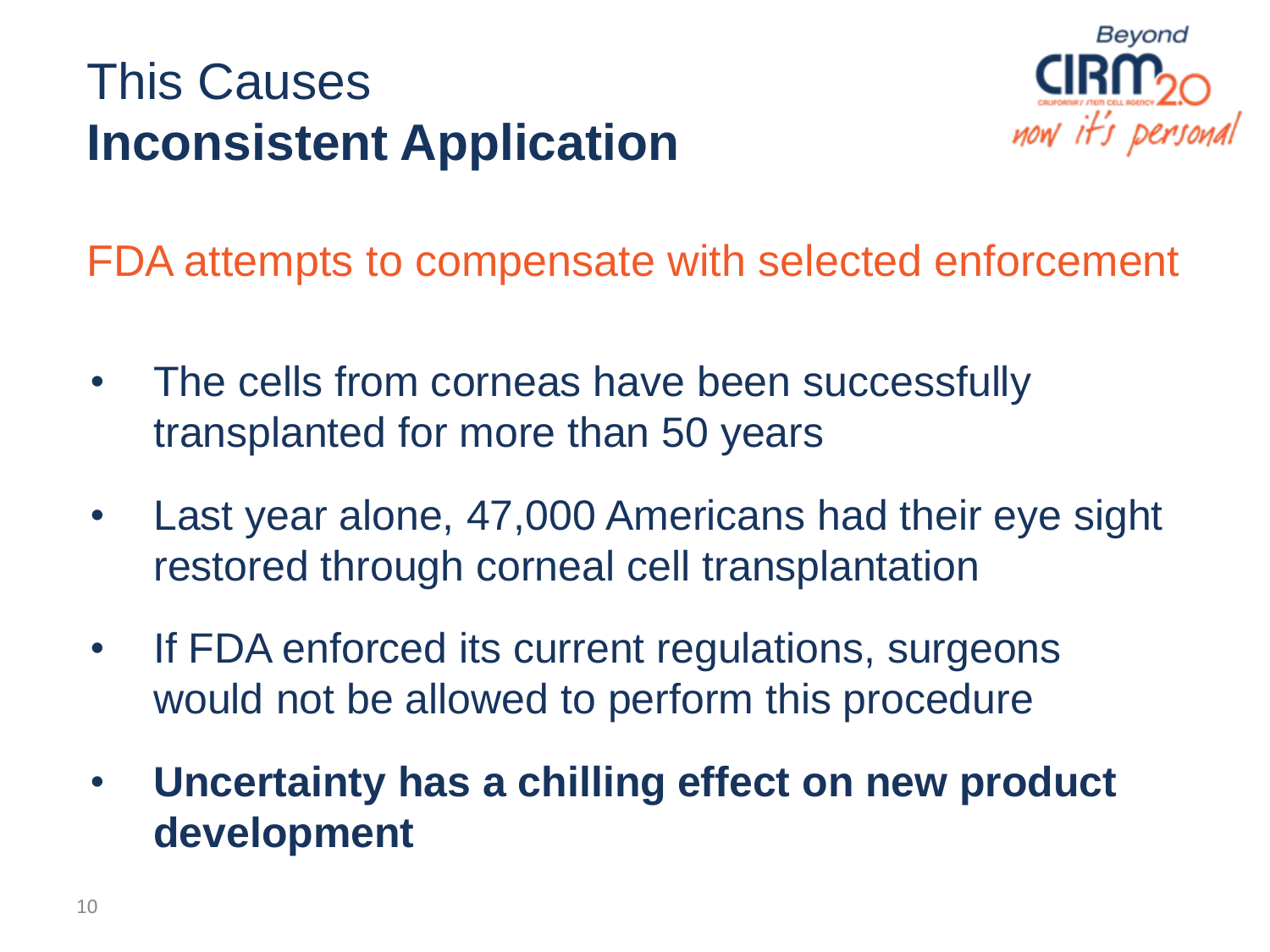# This Causes **Inconsistent Application**

FDA attempts to compensate with selected enforcement

- The cells from corneas have been successfully transplanted for more than 50 years
- Last year alone, 47,000 Americans had their eye sight restored through corneal cell transplantation
- If FDA enforced its current regulations, surgeons would not be allowed to perform this procedure
- **Uncertainty has a chilling effect on new product development**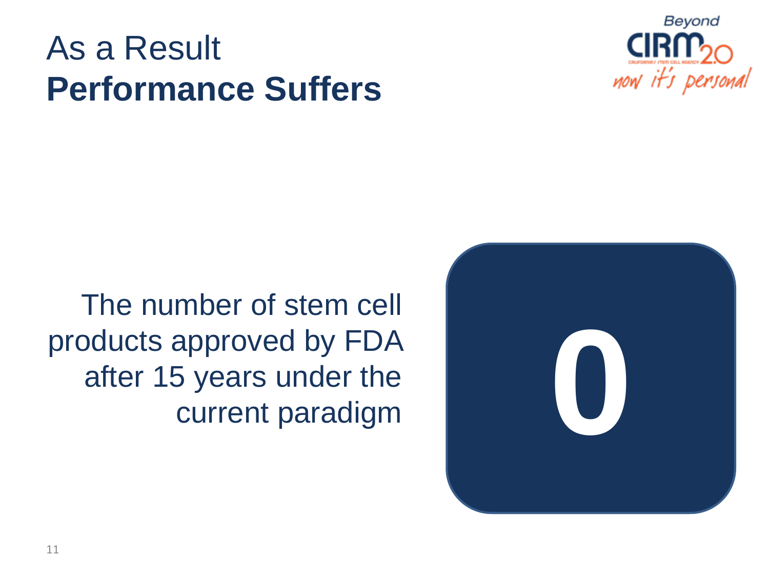# As a Result
# **Performance Suffers**

Beyond CIRM 2.0
now it's personal

The number of stem cell products approved by FDA after 15 years under the current paradigm

**0**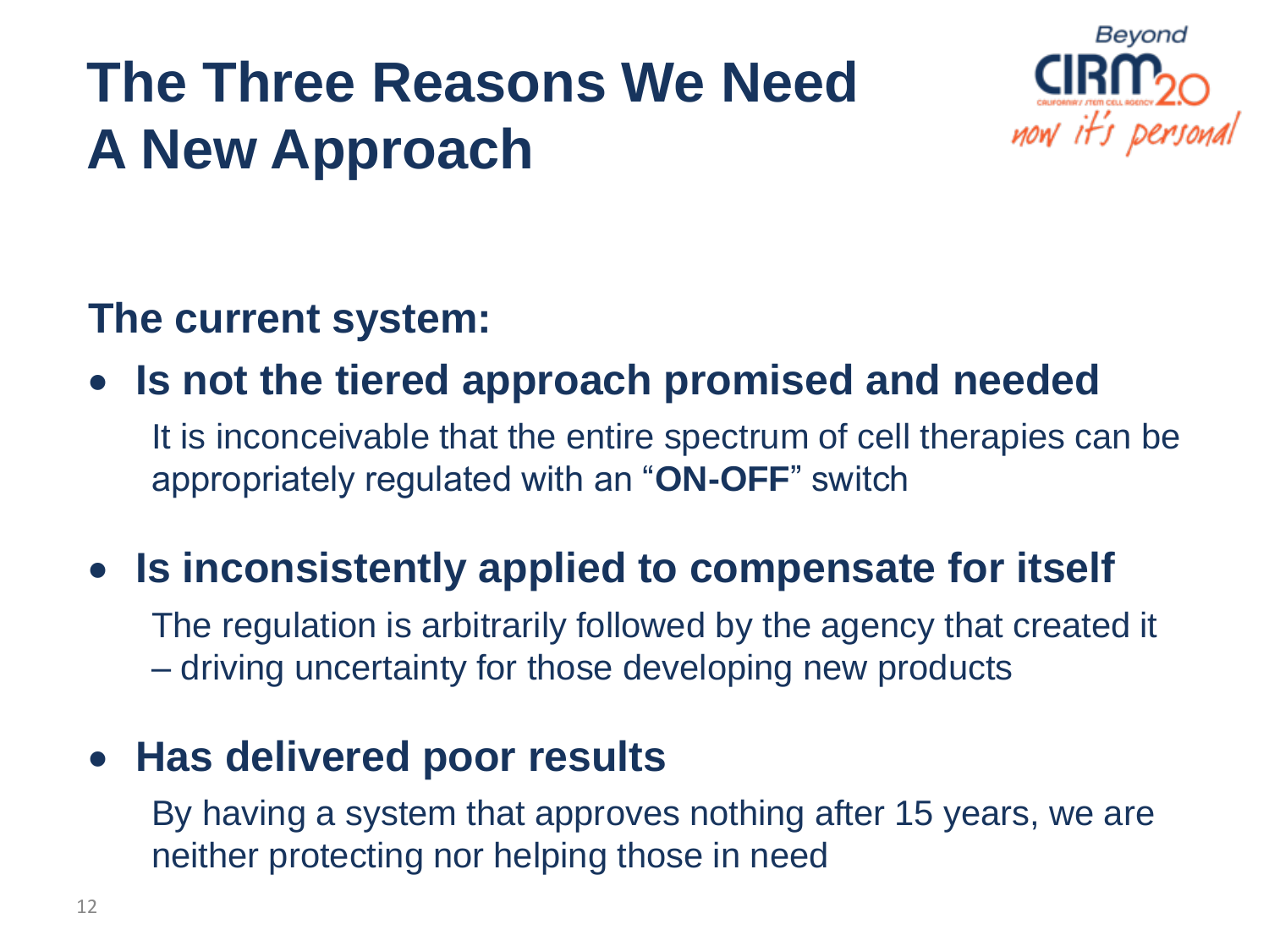# The Three Reasons We Need A New Approach

**The current system:**

- **Is not the tiered approach promised and needed**

  It is inconceivable that the entire spectrum of cell therapies can be appropriately regulated with an "**ON-OFF**" switch

- **Is inconsistently applied to compensate for itself**

  The regulation is arbitrarily followed by the agency that created it – driving uncertainty for those developing new products

- **Has delivered poor results**

  By having a system that approves nothing after 15 years, we are neither protecting nor helping those in need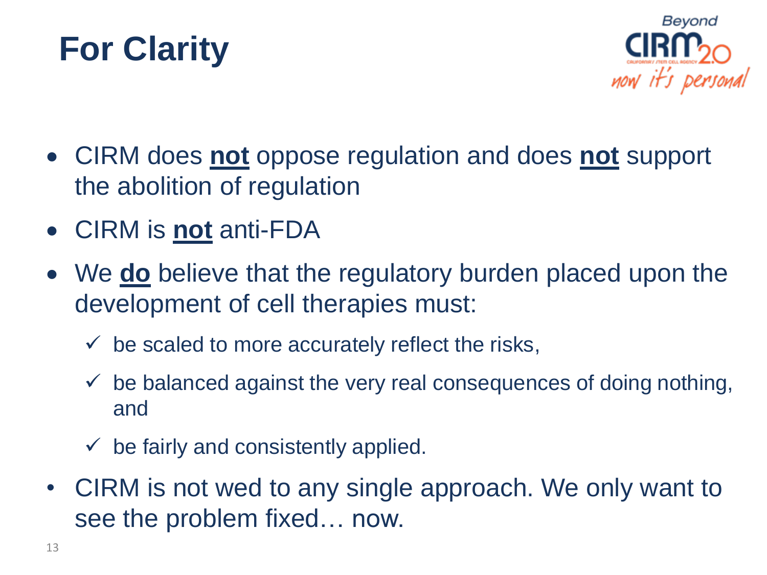# For Clarity

- CIRM does **<u>not</u>** oppose regulation and does **<u>not</u>** support the abolition of regulation
- CIRM is **<u>not</u>** anti-FDA
- We **<u>do</u>** believe that the regulatory burden placed upon the development of cell therapies must:
  - ✓ be scaled to more accurately reflect the risks,
  - ✓ be balanced against the very real consequences of doing nothing, and
  - ✓ be fairly and consistently applied.
- CIRM is not wed to any single approach. We only want to see the problem fixed… now.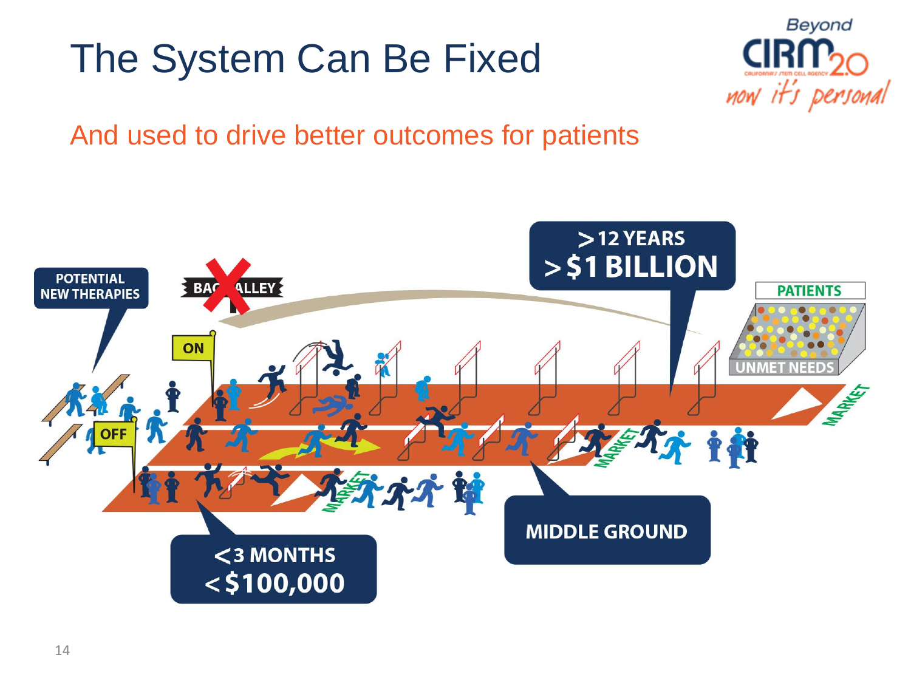# The System Can Be Fixed

## And used to drive better outcomes for patients

POTENTIAL NEW THERAPIES

BACK ALLEY

ON

OFF

> 12 YEARS
> $1 BILLION

PATIENTS

UNMET NEEDS

MARKET

MARKET

MARKET

< 3 MONTHS
< $100,000

MIDDLE GROUND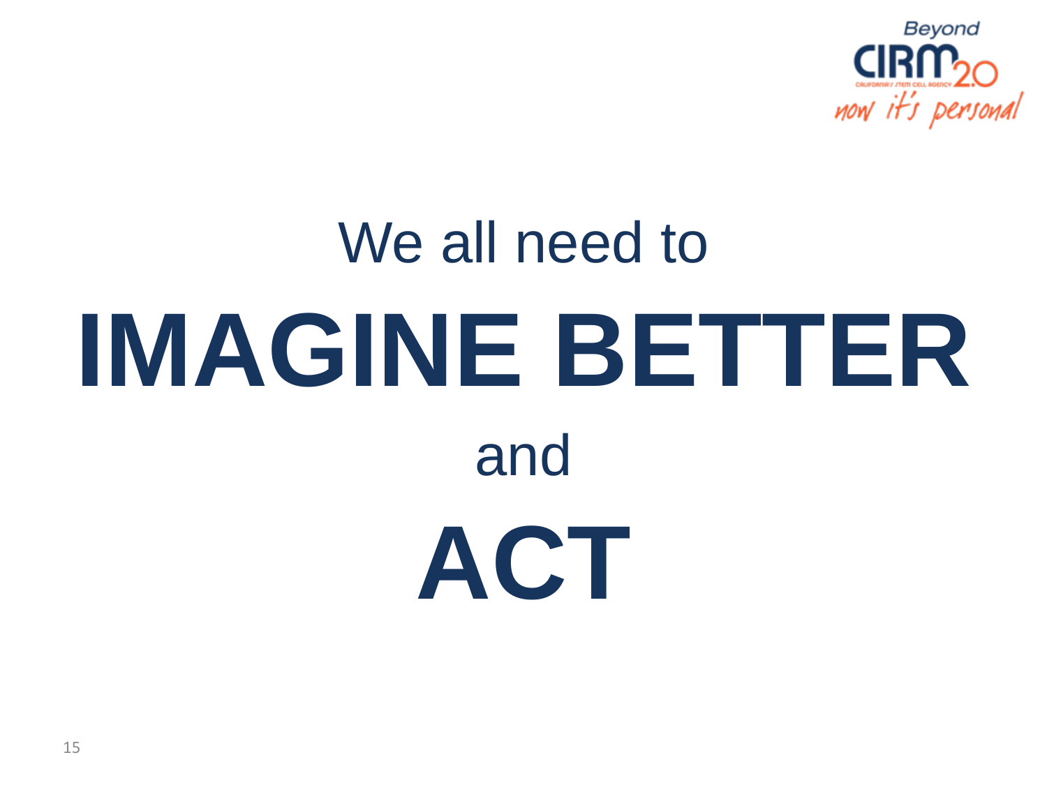We all need to

# IMAGINE BETTER

and

# ACT